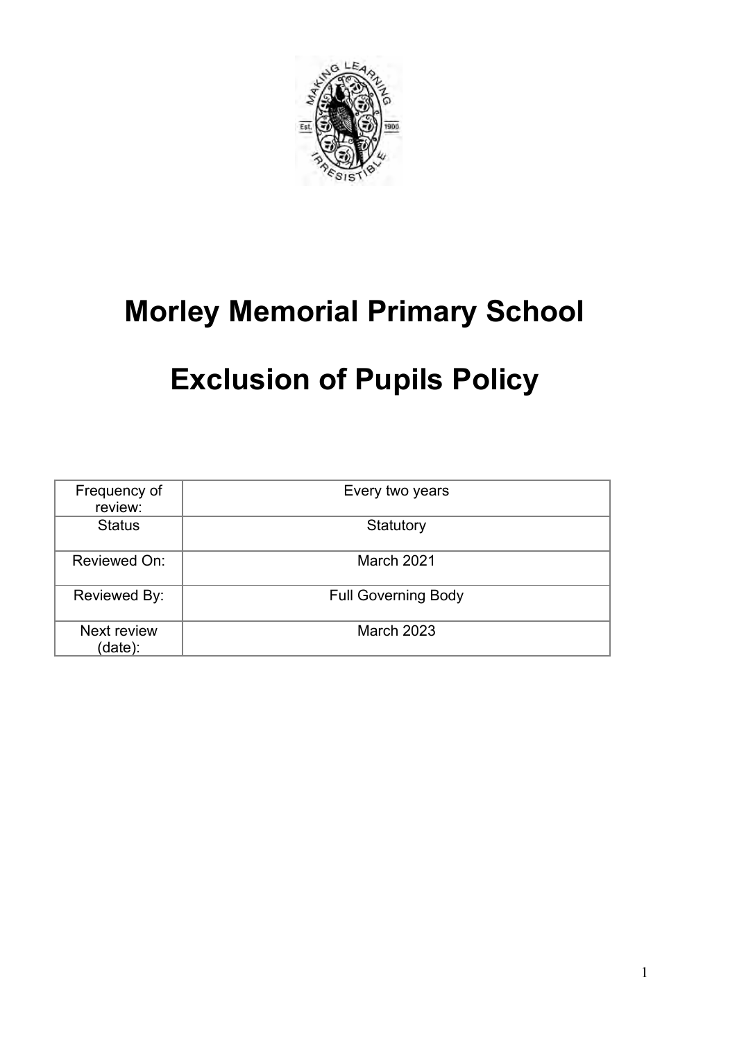# Morley Memorial Primary School

# Exclusion of Pupils Policy

| Frequency of review: | Every two years |
| --- | --- |
| Status | Statutory |
| Reviewed On: | March 2021 |
| Reviewed By: | Full Governing Body |
| Next review (date): | March 2023 |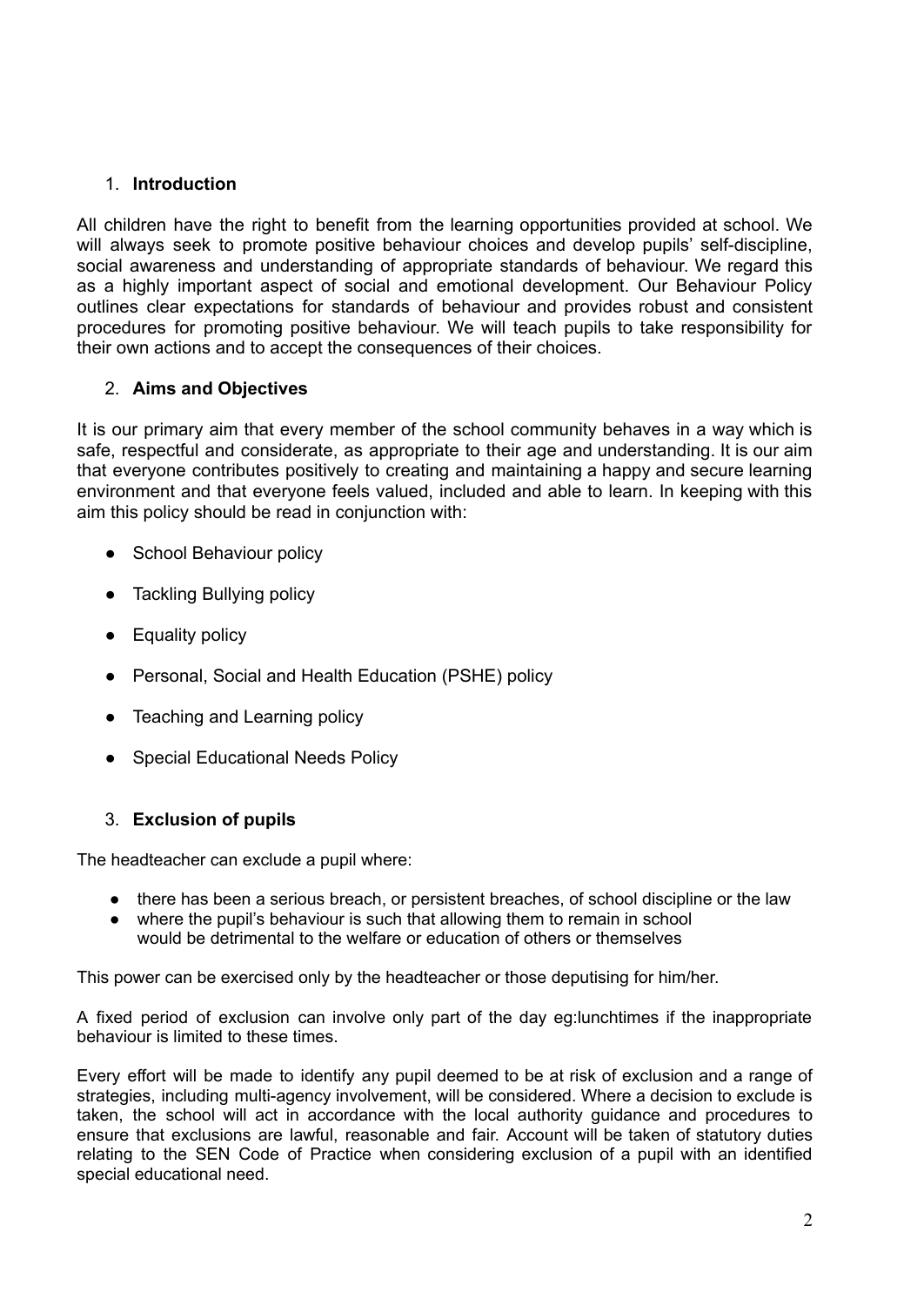## 1. **Introduction**

All children have the right to benefit from the learning opportunities provided at school. We will always seek to promote positive behaviour choices and develop pupils' self-discipline, social awareness and understanding of appropriate standards of behaviour. We regard this as a highly important aspect of social and emotional development. Our Behaviour Policy outlines clear expectations for standards of behaviour and provides robust and consistent procedures for promoting positive behaviour. We will teach pupils to take responsibility for their own actions and to accept the consequences of their choices.

## 2. **Aims and Objectives**

It is our primary aim that every member of the school community behaves in a way which is safe, respectful and considerate, as appropriate to their age and understanding. It is our aim that everyone contributes positively to creating and maintaining a happy and secure learning environment and that everyone feels valued, included and able to learn. In keeping with this aim this policy should be read in conjunction with:

- School Behaviour policy
- Tackling Bullying policy
- Equality policy
- Personal, Social and Health Education (PSHE) policy
- Teaching and Learning policy
- Special Educational Needs Policy

## 3. **Exclusion of pupils**

The headteacher can exclude a pupil where:

- there has been a serious breach, or persistent breaches, of school discipline or the law
- where the pupil's behaviour is such that allowing them to remain in school would be detrimental to the welfare or education of others or themselves

This power can be exercised only by the headteacher or those deputising for him/her.

A fixed period of exclusion can involve only part of the day eg:lunchtimes if the inappropriate behaviour is limited to these times.

Every effort will be made to identify any pupil deemed to be at risk of exclusion and a range of strategies, including multi-agency involvement, will be considered. Where a decision to exclude is taken, the school will act in accordance with the local authority guidance and procedures to ensure that exclusions are lawful, reasonable and fair. Account will be taken of statutory duties relating to the SEN Code of Practice when considering exclusion of a pupil with an identified special educational need.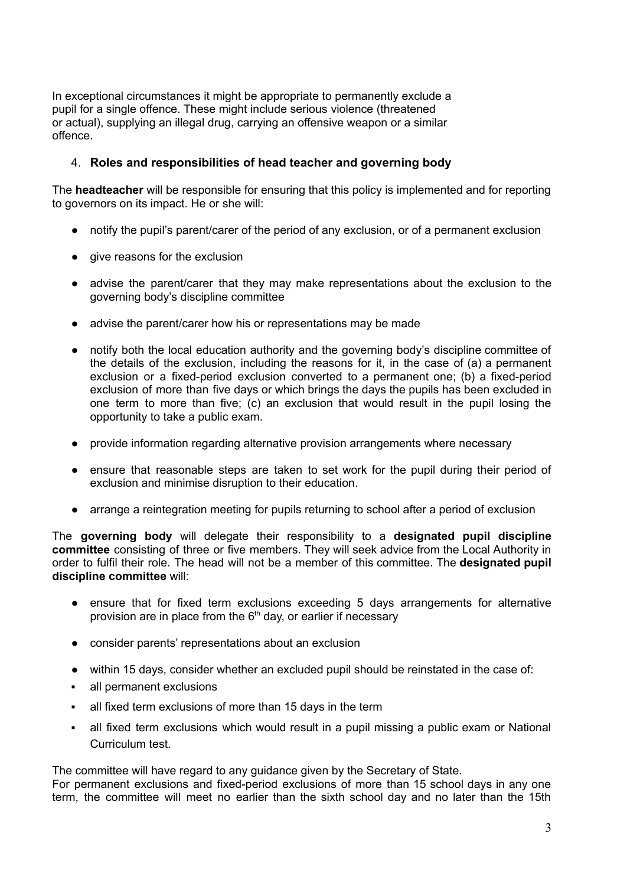In exceptional circumstances it might be appropriate to permanently exclude a pupil for a single offence. These might include serious violence (threatened or actual), supplying an illegal drug, carrying an offensive weapon or a similar offence.

## 4. Roles and responsibilities of head teacher and governing body

The **headteacher** will be responsible for ensuring that this policy is implemented and for reporting to governors on its impact. He or she will:

- notify the pupil's parent/carer of the period of any exclusion, or of a permanent exclusion
- give reasons for the exclusion
- advise the parent/carer that they may make representations about the exclusion to the governing body's discipline committee
- advise the parent/carer how his or representations may be made
- notify both the local education authority and the governing body's discipline committee of the details of the exclusion, including the reasons for it, in the case of (a) a permanent exclusion or a fixed-period exclusion converted to a permanent one; (b) a fixed-period exclusion of more than five days or which brings the days the pupils has been excluded in one term to more than five; (c) an exclusion that would result in the pupil losing the opportunity to take a public exam.
- provide information regarding alternative provision arrangements where necessary
- ensure that reasonable steps are taken to set work for the pupil during their period of exclusion and minimise disruption to their education.
- arrange a reintegration meeting for pupils returning to school after a period of exclusion

The **governing body** will delegate their responsibility to a **designated pupil discipline committee** consisting of three or five members. They will seek advice from the Local Authority in order to fulfil their role. The head will not be a member of this committee. The **designated pupil discipline committee** will:

- ensure that for fixed term exclusions exceeding 5 days arrangements for alternative provision are in place from the 6th day, or earlier if necessary
- consider parents' representations about an exclusion
- within 15 days, consider whether an excluded pupil should be reinstated in the case of:
  - all permanent exclusions
  - all fixed term exclusions of more than 15 days in the term
  - all fixed term exclusions which would result in a pupil missing a public exam or National Curriculum test.

The committee will have regard to any guidance given by the Secretary of State.
For permanent exclusions and fixed-period exclusions of more than 15 school days in any one term, the committee will meet no earlier than the sixth school day and no later than the 15th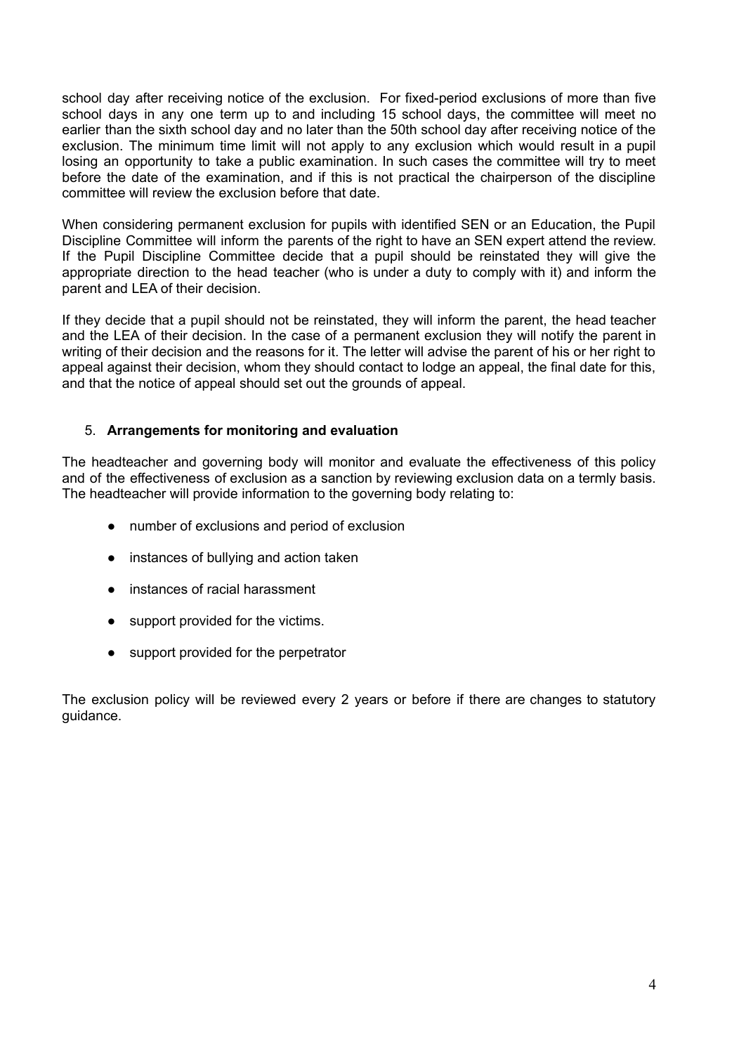school day after receiving notice of the exclusion. For fixed-period exclusions of more than five school days in any one term up to and including 15 school days, the committee will meet no earlier than the sixth school day and no later than the 50th school day after receiving notice of the exclusion. The minimum time limit will not apply to any exclusion which would result in a pupil losing an opportunity to take a public examination. In such cases the committee will try to meet before the date of the examination, and if this is not practical the chairperson of the discipline committee will review the exclusion before that date.

When considering permanent exclusion for pupils with identified SEN or an Education, the Pupil Discipline Committee will inform the parents of the right to have an SEN expert attend the review. If the Pupil Discipline Committee decide that a pupil should be reinstated they will give the appropriate direction to the head teacher (who is under a duty to comply with it) and inform the parent and LEA of their decision.

If they decide that a pupil should not be reinstated, they will inform the parent, the head teacher and the LEA of their decision. In the case of a permanent exclusion they will notify the parent in writing of their decision and the reasons for it. The letter will advise the parent of his or her right to appeal against their decision, whom they should contact to lodge an appeal, the final date for this, and that the notice of appeal should set out the grounds of appeal.

## 5. **Arrangements for monitoring and evaluation**

The headteacher and governing body will monitor and evaluate the effectiveness of this policy and of the effectiveness of exclusion as a sanction by reviewing exclusion data on a termly basis. The headteacher will provide information to the governing body relating to:

- number of exclusions and period of exclusion
- instances of bullying and action taken
- instances of racial harassment
- support provided for the victims.
- support provided for the perpetrator

The exclusion policy will be reviewed every 2 years or before if there are changes to statutory guidance.